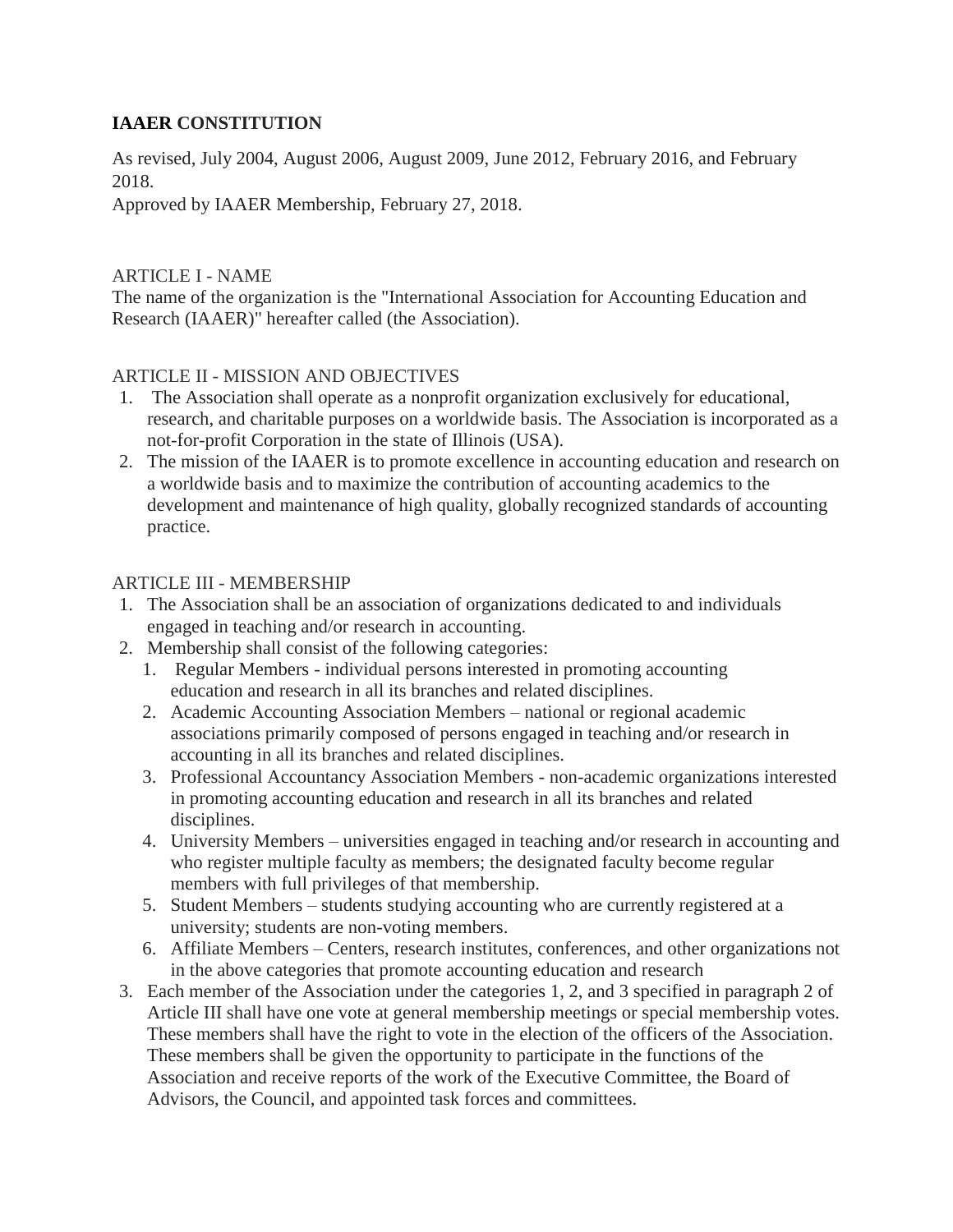# IAAER CONSTITUTION

As revised, July 2004, August 2006, August 2009, June 2012, February 2016, and February 2018.
Approved by IAAER Membership, February 27, 2018.

## ARTICLE I - NAME

The name of the organization is the "International Association for Accounting Education and Research (IAAER)" hereafter called (the Association).

## ARTICLE II - MISSION AND OBJECTIVES

1. The Association shall operate as a nonprofit organization exclusively for educational, research, and charitable purposes on a worldwide basis. The Association is incorporated as a not-for-profit Corporation in the state of Illinois (USA).
2. The mission of the IAAER is to promote excellence in accounting education and research on a worldwide basis and to maximize the contribution of accounting academics to the development and maintenance of high quality, globally recognized standards of accounting practice.

## ARTICLE III - MEMBERSHIP

1. The Association shall be an association of organizations dedicated to and individuals engaged in teaching and/or research in accounting.
2. Membership shall consist of the following categories:
   1. Regular Members - individual persons interested in promoting accounting education and research in all its branches and related disciplines.
   2. Academic Accounting Association Members – national or regional academic associations primarily composed of persons engaged in teaching and/or research in accounting in all its branches and related disciplines.
   3. Professional Accountancy Association Members - non-academic organizations interested in promoting accounting education and research in all its branches and related disciplines.
   4. University Members – universities engaged in teaching and/or research in accounting and who register multiple faculty as members; the designated faculty become regular members with full privileges of that membership.
   5. Student Members – students studying accounting who are currently registered at a university; students are non-voting members.
   6. Affiliate Members – Centers, research institutes, conferences, and other organizations not in the above categories that promote accounting education and research
3. Each member of the Association under the categories 1, 2, and 3 specified in paragraph 2 of Article III shall have one vote at general membership meetings or special membership votes. These members shall have the right to vote in the election of the officers of the Association. These members shall be given the opportunity to participate in the functions of the Association and receive reports of the work of the Executive Committee, the Board of Advisors, the Council, and appointed task forces and committees.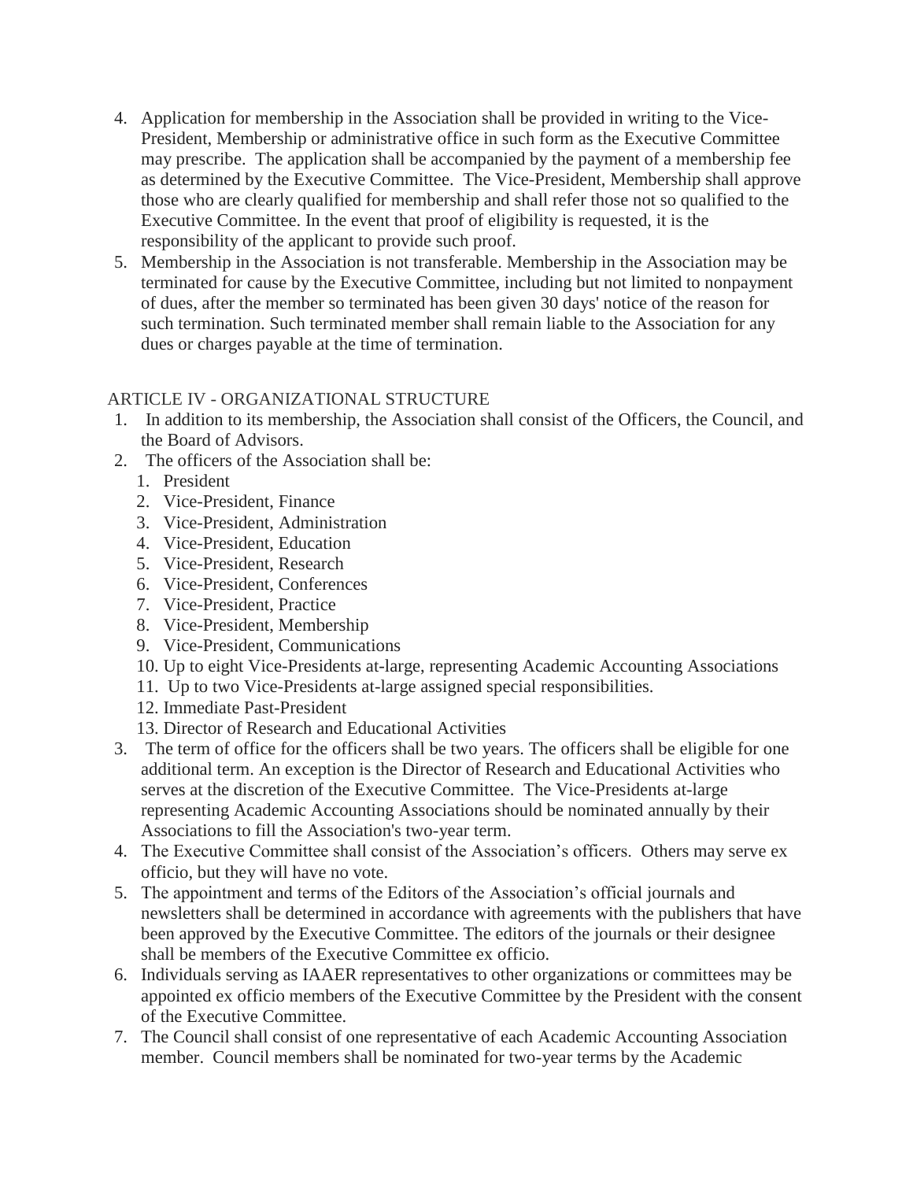4. Application for membership in the Association shall be provided in writing to the Vice-President, Membership or administrative office in such form as the Executive Committee may prescribe. The application shall be accompanied by the payment of a membership fee as determined by the Executive Committee. The Vice-President, Membership shall approve those who are clearly qualified for membership and shall refer those not so qualified to the Executive Committee. In the event that proof of eligibility is requested, it is the responsibility of the applicant to provide such proof.
5. Membership in the Association is not transferable. Membership in the Association may be terminated for cause by the Executive Committee, including but not limited to nonpayment of dues, after the member so terminated has been given 30 days' notice of the reason for such termination. Such terminated member shall remain liable to the Association for any dues or charges payable at the time of termination.

ARTICLE IV - ORGANIZATIONAL STRUCTURE

1. In addition to its membership, the Association shall consist of the Officers, the Council, and the Board of Advisors.
2. The officers of the Association shall be:
    1. President
    2. Vice-President, Finance
    3. Vice-President, Administration
    4. Vice-President, Education
    5. Vice-President, Research
    6. Vice-President, Conferences
    7. Vice-President, Practice
    8. Vice-President, Membership
    9. Vice-President, Communications
    10. Up to eight Vice-Presidents at-large, representing Academic Accounting Associations
    11. Up to two Vice-Presidents at-large assigned special responsibilities.
    12. Immediate Past-President
    13. Director of Research and Educational Activities
3. The term of office for the officers shall be two years. The officers shall be eligible for one additional term. An exception is the Director of Research and Educational Activities who serves at the discretion of the Executive Committee. The Vice-Presidents at-large representing Academic Accounting Associations should be nominated annually by their Associations to fill the Association's two-year term.
4. The Executive Committee shall consist of the Association's officers. Others may serve ex officio, but they will have no vote.
5. The appointment and terms of the Editors of the Association's official journals and newsletters shall be determined in accordance with agreements with the publishers that have been approved by the Executive Committee. The editors of the journals or their designee shall be members of the Executive Committee ex officio.
6. Individuals serving as IAAER representatives to other organizations or committees may be appointed ex officio members of the Executive Committee by the President with the consent of the Executive Committee.
7. The Council shall consist of one representative of each Academic Accounting Association member. Council members shall be nominated for two-year terms by the Academic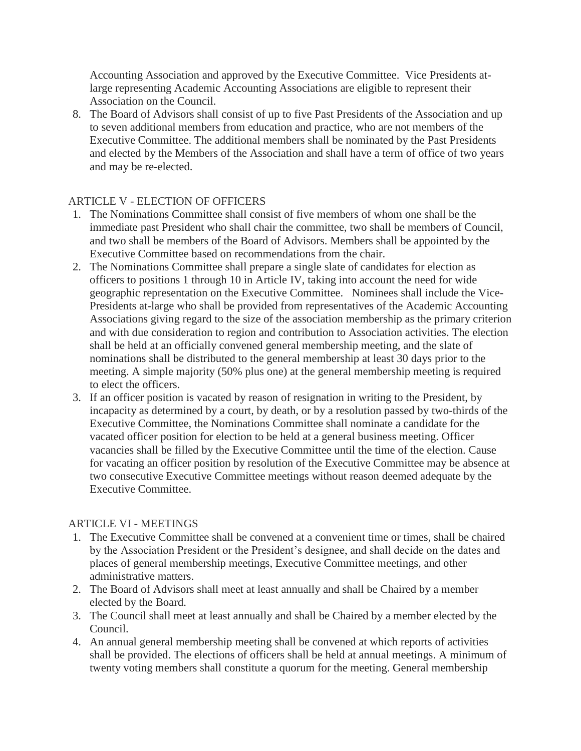Accounting Association and approved by the Executive Committee. Vice Presidents at-large representing Academic Accounting Associations are eligible to represent their Association on the Council.

8. The Board of Advisors shall consist of up to five Past Presidents of the Association and up to seven additional members from education and practice, who are not members of the Executive Committee. The additional members shall be nominated by the Past Presidents and elected by the Members of the Association and shall have a term of office of two years and may be re-elected.

ARTICLE V - ELECTION OF OFFICERS

1. The Nominations Committee shall consist of five members of whom one shall be the immediate past President who shall chair the committee, two shall be members of Council, and two shall be members of the Board of Advisors. Members shall be appointed by the Executive Committee based on recommendations from the chair.
2. The Nominations Committee shall prepare a single slate of candidates for election as officers to positions 1 through 10 in Article IV, taking into account the need for wide geographic representation on the Executive Committee. Nominees shall include the Vice-Presidents at-large who shall be provided from representatives of the Academic Accounting Associations giving regard to the size of the association membership as the primary criterion and with due consideration to region and contribution to Association activities. The election shall be held at an officially convened general membership meeting, and the slate of nominations shall be distributed to the general membership at least 30 days prior to the meeting. A simple majority (50% plus one) at the general membership meeting is required to elect the officers.
3. If an officer position is vacated by reason of resignation in writing to the President, by incapacity as determined by a court, by death, or by a resolution passed by two-thirds of the Executive Committee, the Nominations Committee shall nominate a candidate for the vacated officer position for election to be held at a general business meeting. Officer vacancies shall be filled by the Executive Committee until the time of the election. Cause for vacating an officer position by resolution of the Executive Committee may be absence at two consecutive Executive Committee meetings without reason deemed adequate by the Executive Committee.

ARTICLE VI - MEETINGS

1. The Executive Committee shall be convened at a convenient time or times, shall be chaired by the Association President or the President's designee, and shall decide on the dates and places of general membership meetings, Executive Committee meetings, and other administrative matters.
2. The Board of Advisors shall meet at least annually and shall be Chaired by a member elected by the Board.
3. The Council shall meet at least annually and shall be Chaired by a member elected by the Council.
4. An annual general membership meeting shall be convened at which reports of activities shall be provided. The elections of officers shall be held at annual meetings. A minimum of twenty voting members shall constitute a quorum for the meeting. General membership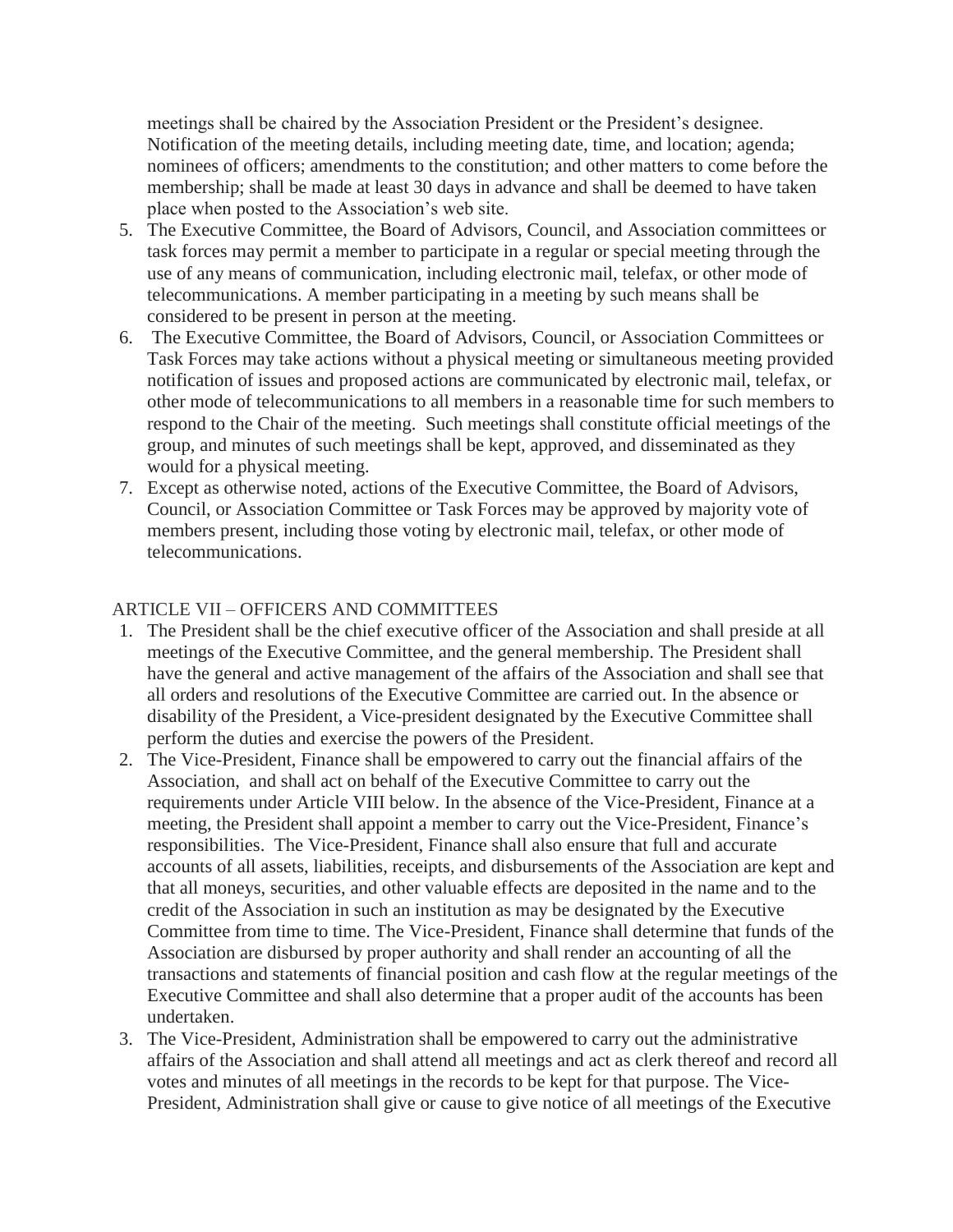meetings shall be chaired by the Association President or the President's designee. Notification of the meeting details, including meeting date, time, and location; agenda; nominees of officers; amendments to the constitution; and other matters to come before the membership; shall be made at least 30 days in advance and shall be deemed to have taken place when posted to the Association's web site.

5. The Executive Committee, the Board of Advisors, Council, and Association committees or task forces may permit a member to participate in a regular or special meeting through the use of any means of communication, including electronic mail, telefax, or other mode of telecommunications. A member participating in a meeting by such means shall be considered to be present in person at the meeting.
6. The Executive Committee, the Board of Advisors, Council, or Association Committees or Task Forces may take actions without a physical meeting or simultaneous meeting provided notification of issues and proposed actions are communicated by electronic mail, telefax, or other mode of telecommunications to all members in a reasonable time for such members to respond to the Chair of the meeting. Such meetings shall constitute official meetings of the group, and minutes of such meetings shall be kept, approved, and disseminated as they would for a physical meeting.
7. Except as otherwise noted, actions of the Executive Committee, the Board of Advisors, Council, or Association Committee or Task Forces may be approved by majority vote of members present, including those voting by electronic mail, telefax, or other mode of telecommunications.

## ARTICLE VII – OFFICERS AND COMMITTEES

1. The President shall be the chief executive officer of the Association and shall preside at all meetings of the Executive Committee, and the general membership. The President shall have the general and active management of the affairs of the Association and shall see that all orders and resolutions of the Executive Committee are carried out. In the absence or disability of the President, a Vice-president designated by the Executive Committee shall perform the duties and exercise the powers of the President.
2. The Vice-President, Finance shall be empowered to carry out the financial affairs of the Association, and shall act on behalf of the Executive Committee to carry out the requirements under Article VIII below. In the absence of the Vice-President, Finance at a meeting, the President shall appoint a member to carry out the Vice-President, Finance's responsibilities. The Vice-President, Finance shall also ensure that full and accurate accounts of all assets, liabilities, receipts, and disbursements of the Association are kept and that all moneys, securities, and other valuable effects are deposited in the name and to the credit of the Association in such an institution as may be designated by the Executive Committee from time to time. The Vice-President, Finance shall determine that funds of the Association are disbursed by proper authority and shall render an accounting of all the transactions and statements of financial position and cash flow at the regular meetings of the Executive Committee and shall also determine that a proper audit of the accounts has been undertaken.
3. The Vice-President, Administration shall be empowered to carry out the administrative affairs of the Association and shall attend all meetings and act as clerk thereof and record all votes and minutes of all meetings in the records to be kept for that purpose. The Vice-President, Administration shall give or cause to give notice of all meetings of the Executive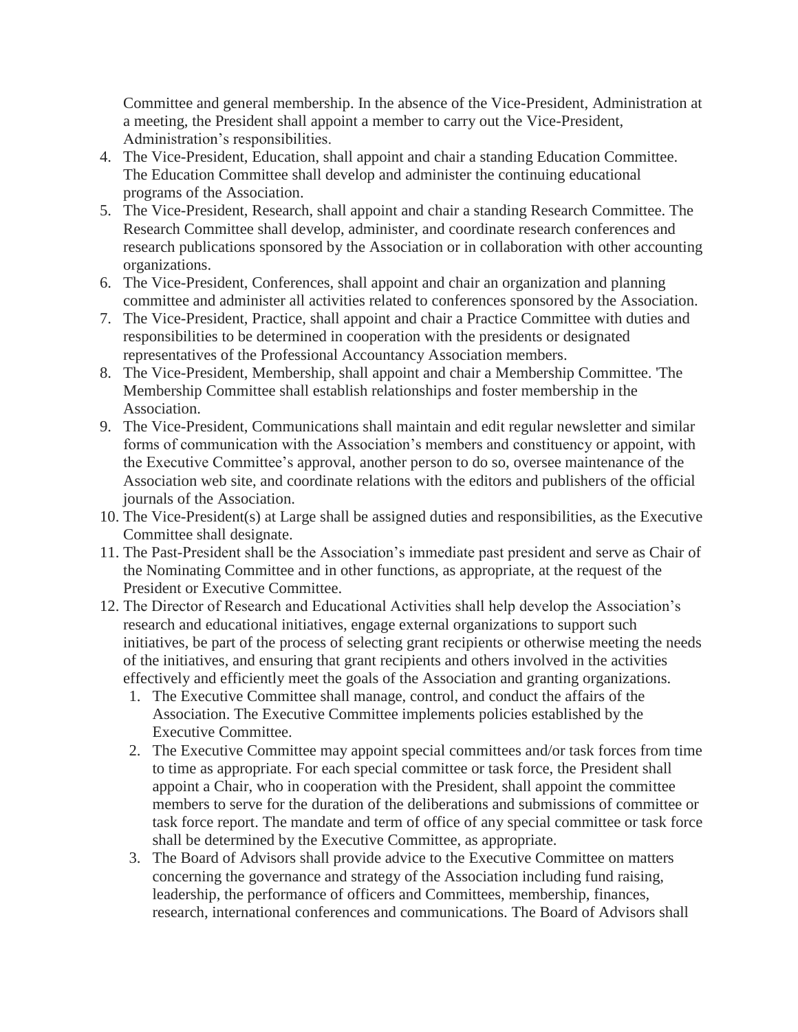Committee and general membership. In the absence of the Vice-President, Administration at a meeting, the President shall appoint a member to carry out the Vice-President, Administration's responsibilities.

4. The Vice-President, Education, shall appoint and chair a standing Education Committee. The Education Committee shall develop and administer the continuing educational programs of the Association.
5. The Vice-President, Research, shall appoint and chair a standing Research Committee. The Research Committee shall develop, administer, and coordinate research conferences and research publications sponsored by the Association or in collaboration with other accounting organizations.
6. The Vice-President, Conferences, shall appoint and chair an organization and planning committee and administer all activities related to conferences sponsored by the Association.
7. The Vice-President, Practice, shall appoint and chair a Practice Committee with duties and responsibilities to be determined in cooperation with the presidents or designated representatives of the Professional Accountancy Association members.
8. The Vice-President, Membership, shall appoint and chair a Membership Committee. 'The Membership Committee shall establish relationships and foster membership in the Association.
9. The Vice-President, Communications shall maintain and edit regular newsletter and similar forms of communication with the Association's members and constituency or appoint, with the Executive Committee's approval, another person to do so, oversee maintenance of the Association web site, and coordinate relations with the editors and publishers of the official journals of the Association.
10. The Vice-President(s) at Large shall be assigned duties and responsibilities, as the Executive Committee shall designate.
11. The Past-President shall be the Association's immediate past president and serve as Chair of the Nominating Committee and in other functions, as appropriate, at the request of the President or Executive Committee.
12. The Director of Research and Educational Activities shall help develop the Association's research and educational initiatives, engage external organizations to support such initiatives, be part of the process of selecting grant recipients or otherwise meeting the needs of the initiatives, and ensuring that grant recipients and others involved in the activities effectively and efficiently meet the goals of the Association and granting organizations.
    1. The Executive Committee shall manage, control, and conduct the affairs of the Association. The Executive Committee implements policies established by the Executive Committee.
    2. The Executive Committee may appoint special committees and/or task forces from time to time as appropriate. For each special committee or task force, the President shall appoint a Chair, who in cooperation with the President, shall appoint the committee members to serve for the duration of the deliberations and submissions of committee or task force report. The mandate and term of office of any special committee or task force shall be determined by the Executive Committee, as appropriate.
    3. The Board of Advisors shall provide advice to the Executive Committee on matters concerning the governance and strategy of the Association including fund raising, leadership, the performance of officers and Committees, membership, finances, research, international conferences and communications. The Board of Advisors shall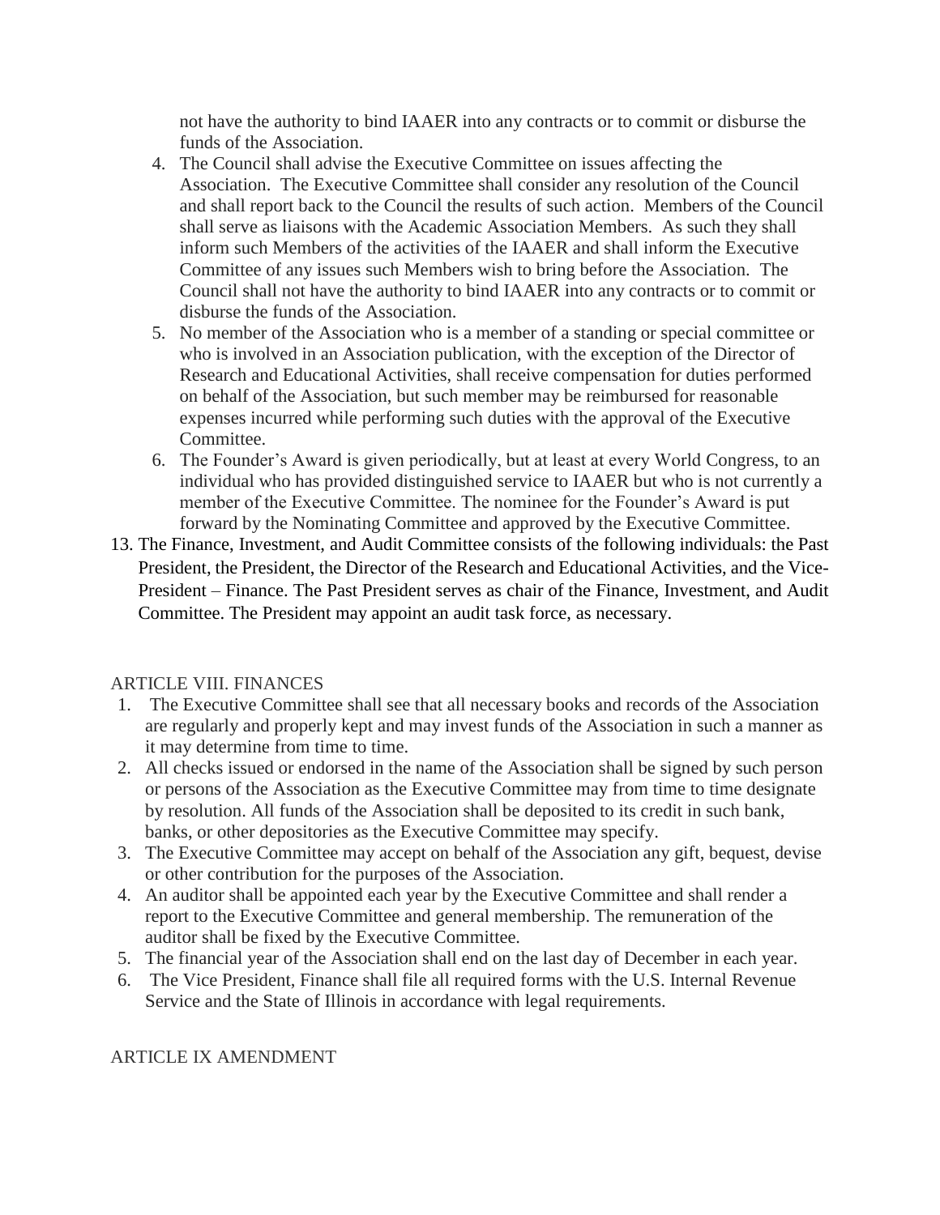not have the authority to bind IAAER into any contracts or to commit or disburse the funds of the Association.

4. The Council shall advise the Executive Committee on issues affecting the Association. The Executive Committee shall consider any resolution of the Council and shall report back to the Council the results of such action. Members of the Council shall serve as liaisons with the Academic Association Members. As such they shall inform such Members of the activities of the IAAER and shall inform the Executive Committee of any issues such Members wish to bring before the Association. The Council shall not have the authority to bind IAAER into any contracts or to commit or disburse the funds of the Association.
5. No member of the Association who is a member of a standing or special committee or who is involved in an Association publication, with the exception of the Director of Research and Educational Activities, shall receive compensation for duties performed on behalf of the Association, but such member may be reimbursed for reasonable expenses incurred while performing such duties with the approval of the Executive Committee.
6. The Founder's Award is given periodically, but at least at every World Congress, to an individual who has provided distinguished service to IAAER but who is not currently a member of the Executive Committee. The nominee for the Founder's Award is put forward by the Nominating Committee and approved by the Executive Committee.

13. The Finance, Investment, and Audit Committee consists of the following individuals: the Past President, the President, the Director of the Research and Educational Activities, and the Vice-President – Finance. The Past President serves as chair of the Finance, Investment, and Audit Committee. The President may appoint an audit task force, as necessary.

ARTICLE VIII. FINANCES

1. The Executive Committee shall see that all necessary books and records of the Association are regularly and properly kept and may invest funds of the Association in such a manner as it may determine from time to time.
2. All checks issued or endorsed in the name of the Association shall be signed by such person or persons of the Association as the Executive Committee may from time to time designate by resolution. All funds of the Association shall be deposited to its credit in such bank, banks, or other depositories as the Executive Committee may specify.
3. The Executive Committee may accept on behalf of the Association any gift, bequest, devise or other contribution for the purposes of the Association.
4. An auditor shall be appointed each year by the Executive Committee and shall render a report to the Executive Committee and general membership. The remuneration of the auditor shall be fixed by the Executive Committee.
5. The financial year of the Association shall end on the last day of December in each year.
6. The Vice President, Finance shall file all required forms with the U.S. Internal Revenue Service and the State of Illinois in accordance with legal requirements.

ARTICLE IX AMENDMENT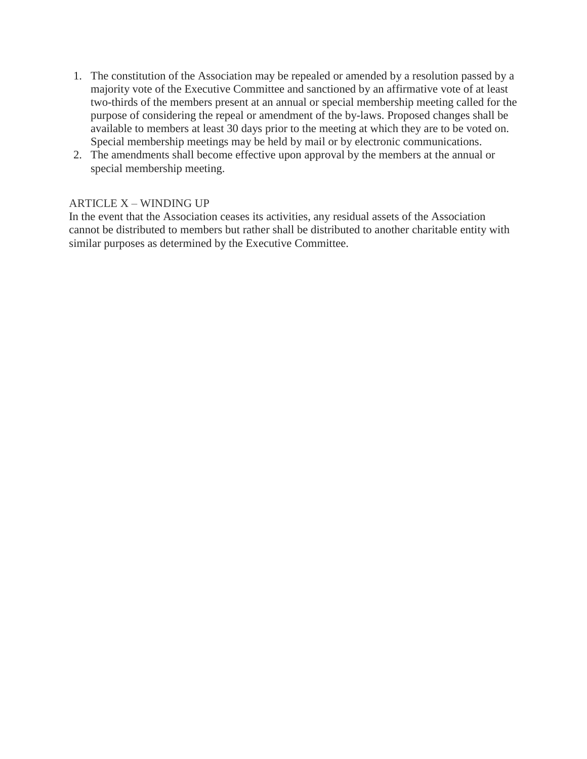1. The constitution of the Association may be repealed or amended by a resolution passed by a majority vote of the Executive Committee and sanctioned by an affirmative vote of at least two-thirds of the members present at an annual or special membership meeting called for the purpose of considering the repeal or amendment of the by-laws. Proposed changes shall be available to members at least 30 days prior to the meeting at which they are to be voted on. Special membership meetings may be held by mail or by electronic communications.
2. The amendments shall become effective upon approval by the members at the annual or special membership meeting.

ARTICLE X – WINDING UP

In the event that the Association ceases its activities, any residual assets of the Association cannot be distributed to members but rather shall be distributed to another charitable entity with similar purposes as determined by the Executive Committee.